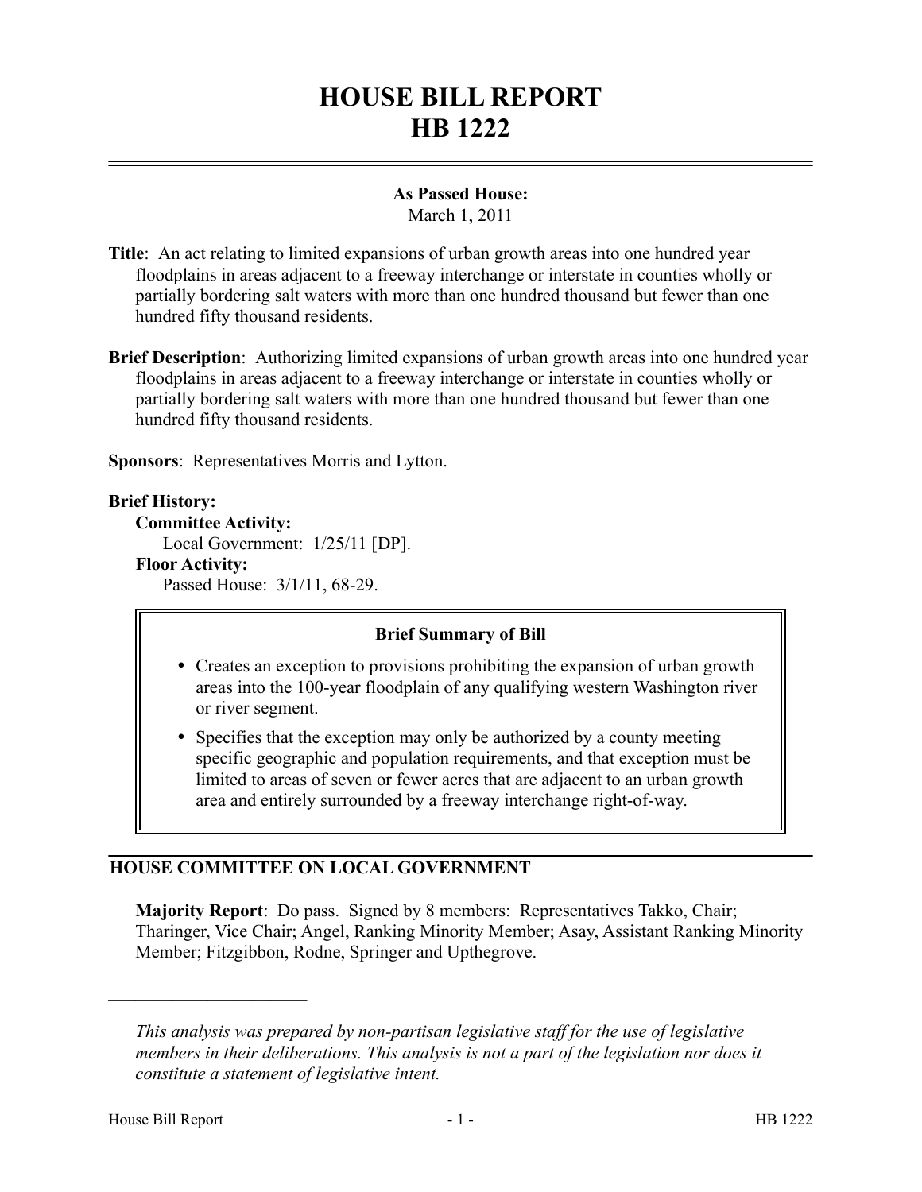# HOUSE BILL REPORT
# HB 1222

**As Passed House:**
March 1, 2011

**Title**: An act relating to limited expansions of urban growth areas into one hundred year floodplains in areas adjacent to a freeway interchange or interstate in counties wholly or partially bordering salt waters with more than one hundred thousand but fewer than one hundred fifty thousand residents.

**Brief Description**: Authorizing limited expansions of urban growth areas into one hundred year floodplains in areas adjacent to a freeway interchange or interstate in counties wholly or partially bordering salt waters with more than one hundred thousand but fewer than one hundred fifty thousand residents.

**Sponsors**: Representatives Morris and Lytton.

**Brief History:**

**Committee Activity:**
Local Government: 1/25/11 [DP].

**Floor Activity:**
Passed House: 3/1/11, 68-29.

**Brief Summary of Bill**

- Creates an exception to provisions prohibiting the expansion of urban growth areas into the 100-year floodplain of any qualifying western Washington river or river segment.
- Specifies that the exception may only be authorized by a county meeting specific geographic and population requirements, and that exception must be limited to areas of seven or fewer acres that are adjacent to an urban growth area and entirely surrounded by a freeway interchange right-of-way.

## HOUSE COMMITTEE ON LOCAL GOVERNMENT

**Majority Report**: Do pass. Signed by 8 members: Representatives Takko, Chair; Tharinger, Vice Chair; Angel, Ranking Minority Member; Asay, Assistant Ranking Minority Member; Fitzgibbon, Rodne, Springer and Upthegrove.

---

*This analysis was prepared by non-partisan legislative staff for the use of legislative members in their deliberations. This analysis is not a part of the legislation nor does it constitute a statement of legislative intent.*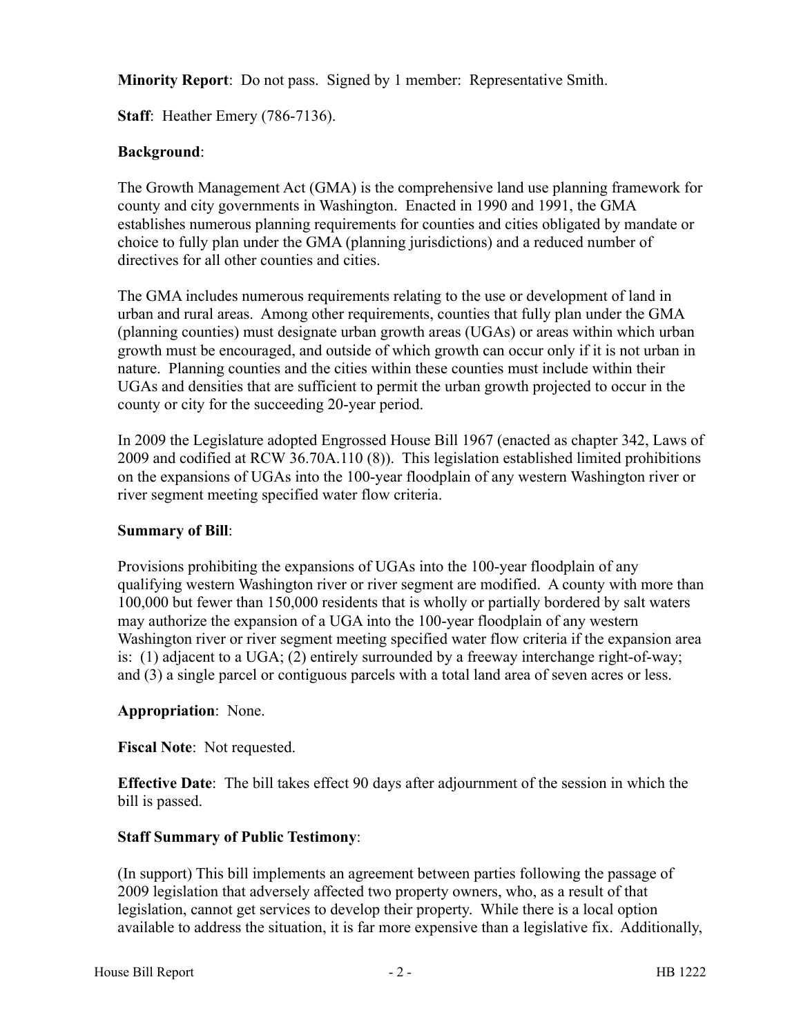**Minority Report**: Do not pass. Signed by 1 member: Representative Smith.

**Staff**: Heather Emery (786-7136).

**Background**:

The Growth Management Act (GMA) is the comprehensive land use planning framework for county and city governments in Washington. Enacted in 1990 and 1991, the GMA establishes numerous planning requirements for counties and cities obligated by mandate or choice to fully plan under the GMA (planning jurisdictions) and a reduced number of directives for all other counties and cities.

The GMA includes numerous requirements relating to the use or development of land in urban and rural areas. Among other requirements, counties that fully plan under the GMA (planning counties) must designate urban growth areas (UGAs) or areas within which urban growth must be encouraged, and outside of which growth can occur only if it is not urban in nature. Planning counties and the cities within these counties must include within their UGAs and densities that are sufficient to permit the urban growth projected to occur in the county or city for the succeeding 20-year period.

In 2009 the Legislature adopted Engrossed House Bill 1967 (enacted as chapter 342, Laws of 2009 and codified at RCW 36.70A.110 (8)). This legislation established limited prohibitions on the expansions of UGAs into the 100-year floodplain of any western Washington river or river segment meeting specified water flow criteria.

**Summary of Bill**:

Provisions prohibiting the expansions of UGAs into the 100-year floodplain of any qualifying western Washington river or river segment are modified. A county with more than 100,000 but fewer than 150,000 residents that is wholly or partially bordered by salt waters may authorize the expansion of a UGA into the 100-year floodplain of any western Washington river or river segment meeting specified water flow criteria if the expansion area is: (1) adjacent to a UGA; (2) entirely surrounded by a freeway interchange right-of-way; and (3) a single parcel or contiguous parcels with a total land area of seven acres or less.

**Appropriation**: None.

**Fiscal Note**: Not requested.

**Effective Date**: The bill takes effect 90 days after adjournment of the session in which the bill is passed.

**Staff Summary of Public Testimony**:

(In support) This bill implements an agreement between parties following the passage of 2009 legislation that adversely affected two property owners, who, as a result of that legislation, cannot get services to develop their property. While there is a local option available to address the situation, it is far more expensive than a legislative fix. Additionally,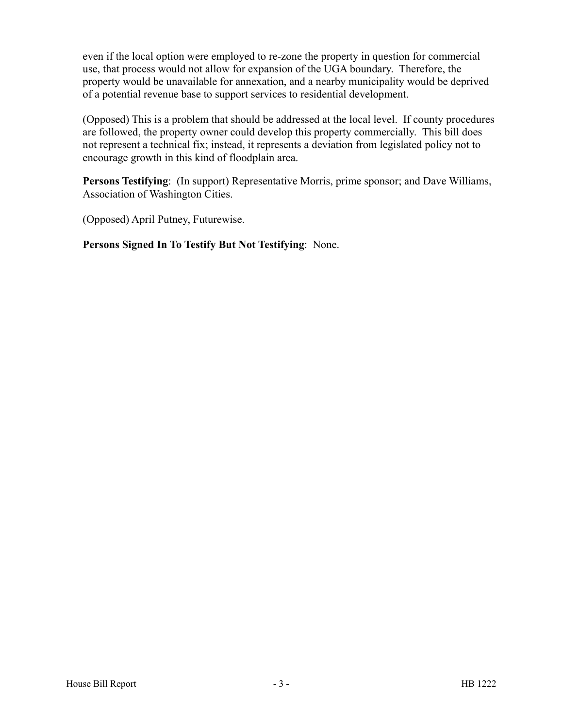even if the local option were employed to re-zone the property in question for commercial use, that process would not allow for expansion of the UGA boundary. Therefore, the property would be unavailable for annexation, and a nearby municipality would be deprived of a potential revenue base to support services to residential development.

(Opposed) This is a problem that should be addressed at the local level. If county procedures are followed, the property owner could develop this property commercially. This bill does not represent a technical fix; instead, it represents a deviation from legislated policy not to encourage growth in this kind of floodplain area.

**Persons Testifying**: (In support) Representative Morris, prime sponsor; and Dave Williams, Association of Washington Cities.

(Opposed) April Putney, Futurewise.

**Persons Signed In To Testify But Not Testifying**: None.